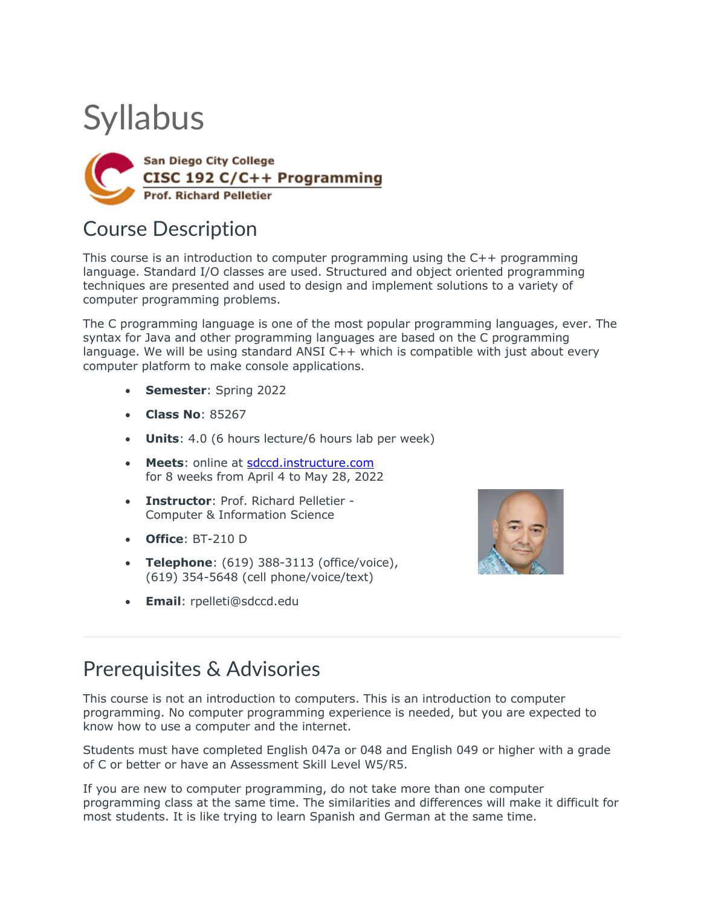# Syllabus

**San Diego City College**
**CISC 192 C/C++ Programming**
**Prof. Richard Pelletier**

## Course Description

This course is an introduction to computer programming using the C++ programming language. Standard I/O classes are used. Structured and object oriented programming techniques are presented and used to design and implement solutions to a variety of computer programming problems.

The C programming language is one of the most popular programming languages, ever. The syntax for Java and other programming languages are based on the C programming language. We will be using standard ANSI C++ which is compatible with just about every computer platform to make console applications.

- **Semester**: Spring 2022
- **Class No**: 85267
- **Units**: 4.0 (6 hours lecture/6 hours lab per week)
- **Meets**: online at sdccd.instructure.com
  for 8 weeks from April 4 to May 28, 2022
- **Instructor**: Prof. Richard Pelletier - Computer & Information Science
- **Office**: BT-210 D
- **Telephone**: (619) 388-3113 (office/voice), (619) 354-5648 (cell phone/voice/text)
- **Email**: rpelleti@sdccd.edu

---

## Prerequisites & Advisories

This course is not an introduction to computers. This is an introduction to computer programming. No computer programming experience is needed, but you are expected to know how to use a computer and the internet.

Students must have completed English 047a or 048 and English 049 or higher with a grade of C or better or have an Assessment Skill Level W5/R5.

If you are new to computer programming, do not take more than one computer programming class at the same time. The similarities and differences will make it difficult for most students. It is like trying to learn Spanish and German at the same time.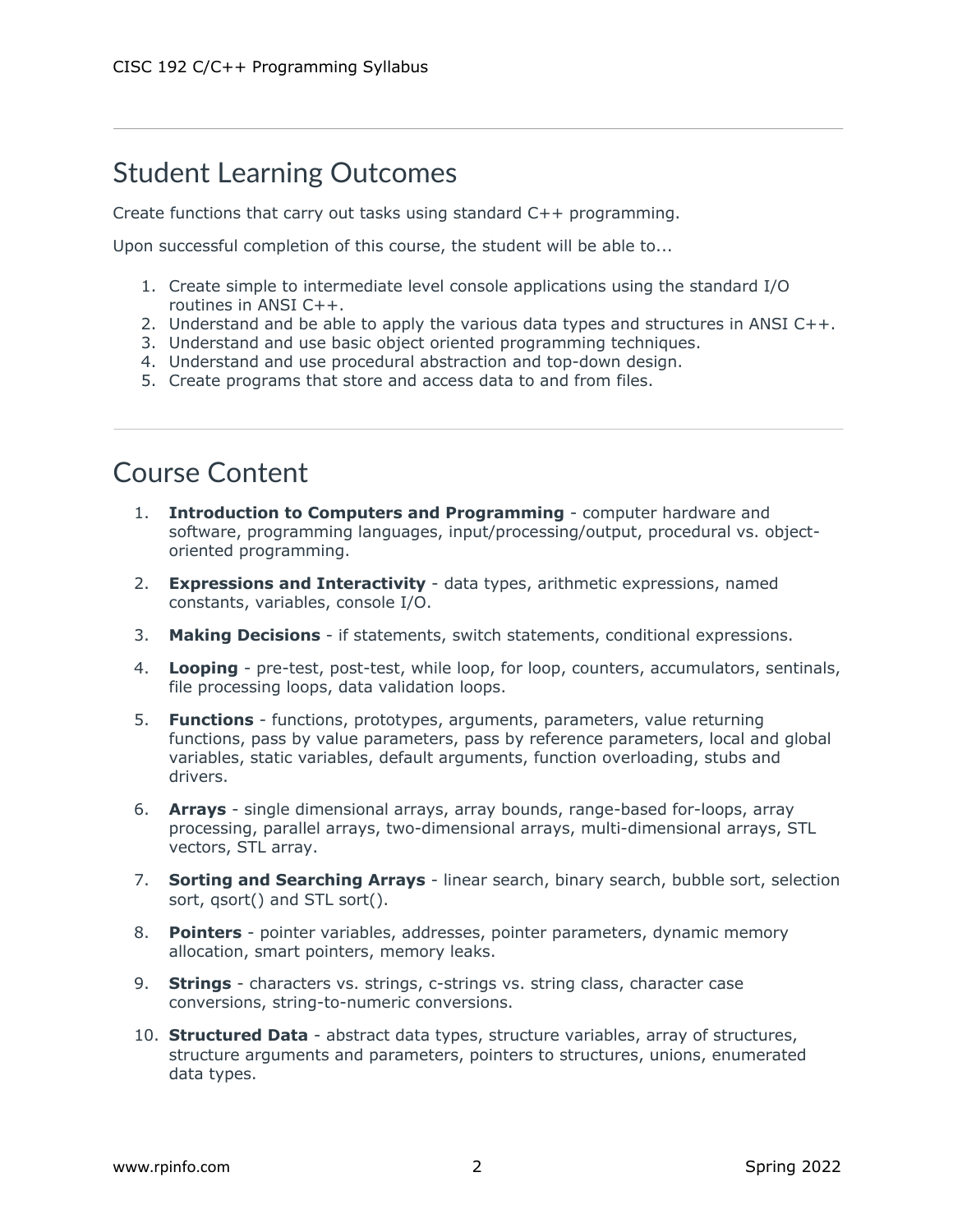## Student Learning Outcomes

Create functions that carry out tasks using standard C++ programming.

Upon successful completion of this course, the student will be able to...

1. Create simple to intermediate level console applications using the standard I/O routines in ANSI C++.
2. Understand and be able to apply the various data types and structures in ANSI C++.
3. Understand and use basic object oriented programming techniques.
4. Understand and use procedural abstraction and top-down design.
5. Create programs that store and access data to and from files.

## Course Content

1. **Introduction to Computers and Programming** - computer hardware and software, programming languages, input/processing/output, procedural vs. object-oriented programming.
2. **Expressions and Interactivity** - data types, arithmetic expressions, named constants, variables, console I/O.
3. **Making Decisions** - if statements, switch statements, conditional expressions.
4. **Looping** - pre-test, post-test, while loop, for loop, counters, accumulators, sentinals, file processing loops, data validation loops.
5. **Functions** - functions, prototypes, arguments, parameters, value returning functions, pass by value parameters, pass by reference parameters, local and global variables, static variables, default arguments, function overloading, stubs and drivers.
6. **Arrays** - single dimensional arrays, array bounds, range-based for-loops, array processing, parallel arrays, two-dimensional arrays, multi-dimensional arrays, STL vectors, STL array.
7. **Sorting and Searching Arrays** - linear search, binary search, bubble sort, selection sort, qsort() and STL sort().
8. **Pointers** - pointer variables, addresses, pointer parameters, dynamic memory allocation, smart pointers, memory leaks.
9. **Strings** - characters vs. strings, c-strings vs. string class, character case conversions, string-to-numeric conversions.
10. **Structured Data** - abstract data types, structure variables, array of structures, structure arguments and parameters, pointers to structures, unions, enumerated data types.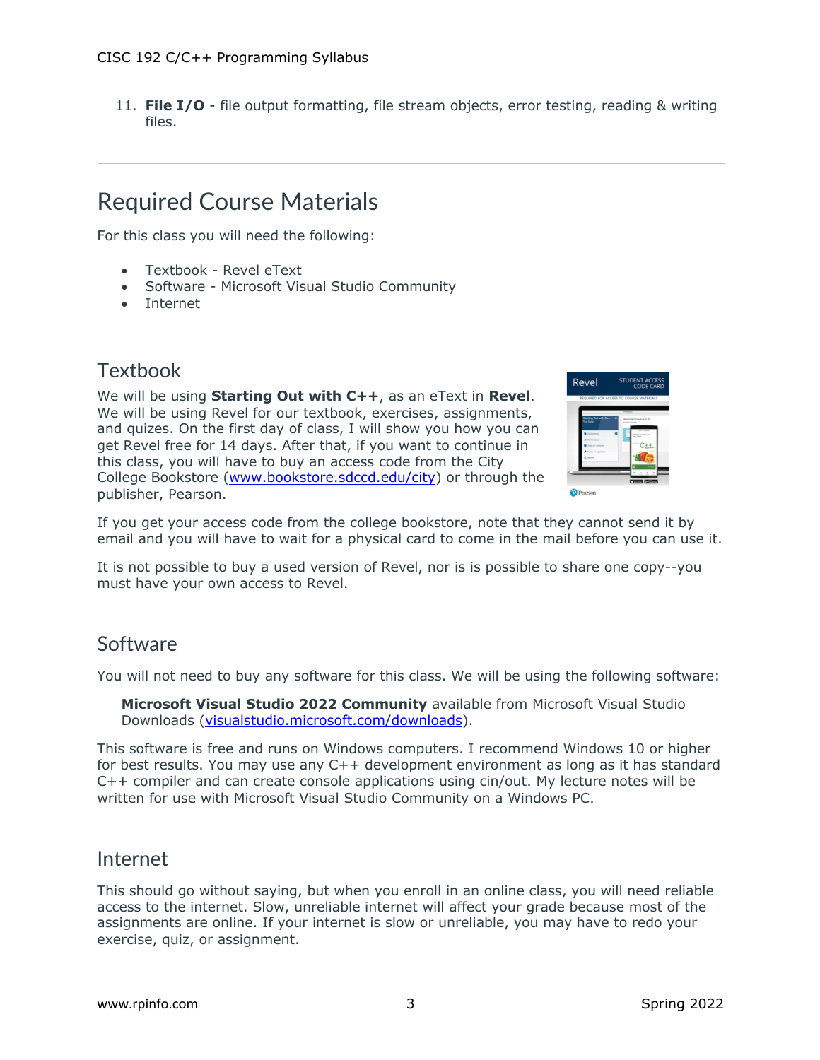11. **File I/O** - file output formatting, file stream objects, error testing, reading & writing files.

---

## Required Course Materials

For this class you will need the following:

- Textbook - Revel eText
- Software - Microsoft Visual Studio Community
- Internet

### Textbook

We will be using **Starting Out with C++**, as an eText in **Revel**. We will be using Revel for our textbook, exercises, assignments, and quizes. On the first day of class, I will show you how you can get Revel free for 14 days. After that, if you want to continue in this class, you will have to buy an access code from the City College Bookstore (www.bookstore.sdccd.edu/city) or through the publisher, Pearson.

If you get your access code from the college bookstore, note that they cannot send it by email and you will have to wait for a physical card to come in the mail before you can use it.

It is not possible to buy a used version of Revel, nor is is possible to share one copy--you must have your own access to Revel.

### Software

You will not need to buy any software for this class. We will be using the following software:

> **Microsoft Visual Studio 2022 Community** available from Microsoft Visual Studio Downloads (visualstudio.microsoft.com/downloads).

This software is free and runs on Windows computers. I recommend Windows 10 or higher for best results. You may use any C++ development environment as long as it has standard C++ compiler and can create console applications using cin/out. My lecture notes will be written for use with Microsoft Visual Studio Community on a Windows PC.

### Internet

This should go without saying, but when you enroll in an online class, you will need reliable access to the internet. Slow, unreliable internet will affect your grade because most of the assignments are online. If your internet is slow or unreliable, you may have to redo your exercise, quiz, or assignment.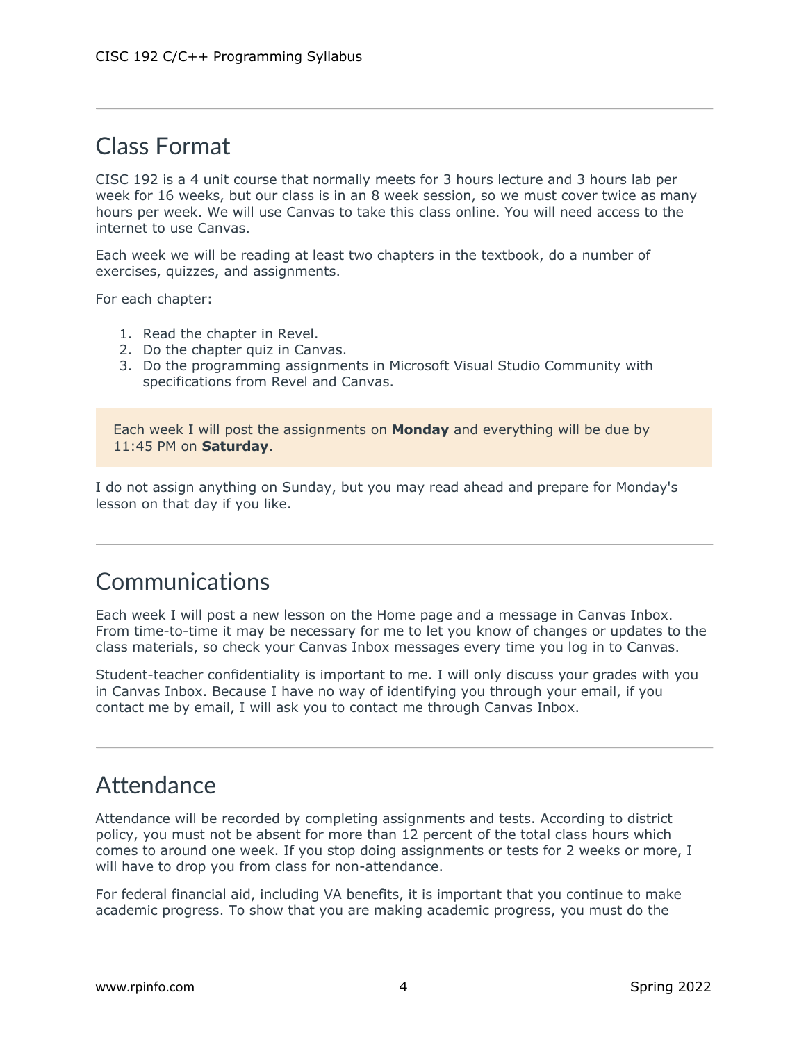## Class Format

CISC 192 is a 4 unit course that normally meets for 3 hours lecture and 3 hours lab per week for 16 weeks, but our class is in an 8 week session, so we must cover twice as many hours per week. We will use Canvas to take this class online. You will need access to the internet to use Canvas.

Each week we will be reading at least two chapters in the textbook, do a number of exercises, quizzes, and assignments.

For each chapter:

1. Read the chapter in Revel.
2. Do the chapter quiz in Canvas.
3. Do the programming assignments in Microsoft Visual Studio Community with specifications from Revel and Canvas.

> Each week I will post the assignments on **Monday** and everything will be due by 11:45 PM on **Saturday**.

I do not assign anything on Sunday, but you may read ahead and prepare for Monday's lesson on that day if you like.

## Communications

Each week I will post a new lesson on the Home page and a message in Canvas Inbox. From time-to-time it may be necessary for me to let you know of changes or updates to the class materials, so check your Canvas Inbox messages every time you log in to Canvas.

Student-teacher confidentiality is important to me. I will only discuss your grades with you in Canvas Inbox. Because I have no way of identifying you through your email, if you contact me by email, I will ask you to contact me through Canvas Inbox.

## Attendance

Attendance will be recorded by completing assignments and tests. According to district policy, you must not be absent for more than 12 percent of the total class hours which comes to around one week. If you stop doing assignments or tests for 2 weeks or more, I will have to drop you from class for non-attendance.

For federal financial aid, including VA benefits, it is important that you continue to make academic progress. To show that you are making academic progress, you must do the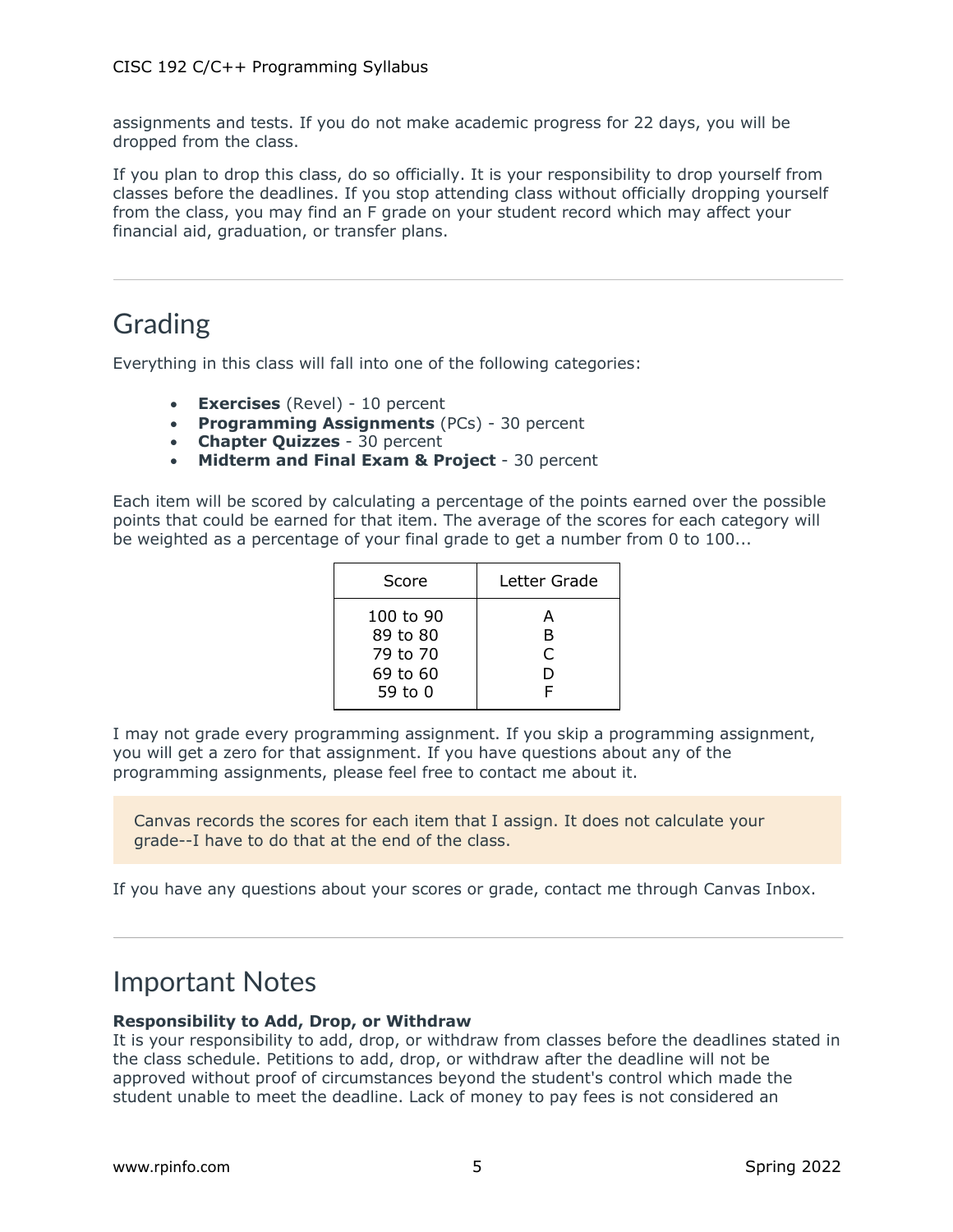assignments and tests. If you do not make academic progress for 22 days, you will be dropped from the class.

If you plan to drop this class, do so officially. It is your responsibility to drop yourself from classes before the deadlines. If you stop attending class without officially dropping yourself from the class, you may find an F grade on your student record which may affect your financial aid, graduation, or transfer plans.

---

## Grading

Everything in this class will fall into one of the following categories:

- **Exercises** (Revel) - 10 percent
- **Programming Assignments** (PCs) - 30 percent
- **Chapter Quizzes** - 30 percent
- **Midterm and Final Exam & Project** - 30 percent

Each item will be scored by calculating a percentage of the points earned over the possible points that could be earned for that item. The average of the scores for each category will be weighted as a percentage of your final grade to get a number from 0 to 100...

| Score | Letter Grade |
|---|---|
| 100 to 90 | A |
| 89 to 80 | B |
| 79 to 70 | C |
| 69 to 60 | D |
| 59 to 0 | F |

I may not grade every programming assignment. If you skip a programming assignment, you will get a zero for that assignment. If you have questions about any of the programming assignments, please feel free to contact me about it.

> Canvas records the scores for each item that I assign. It does not calculate your grade--I have to do that at the end of the class.

If you have any questions about your scores or grade, contact me through Canvas Inbox.

---

## Important Notes

**Responsibility to Add, Drop, or Withdraw**
It is your responsibility to add, drop, or withdraw from classes before the deadlines stated in the class schedule. Petitions to add, drop, or withdraw after the deadline will not be approved without proof of circumstances beyond the student's control which made the student unable to meet the deadline. Lack of money to pay fees is not considered an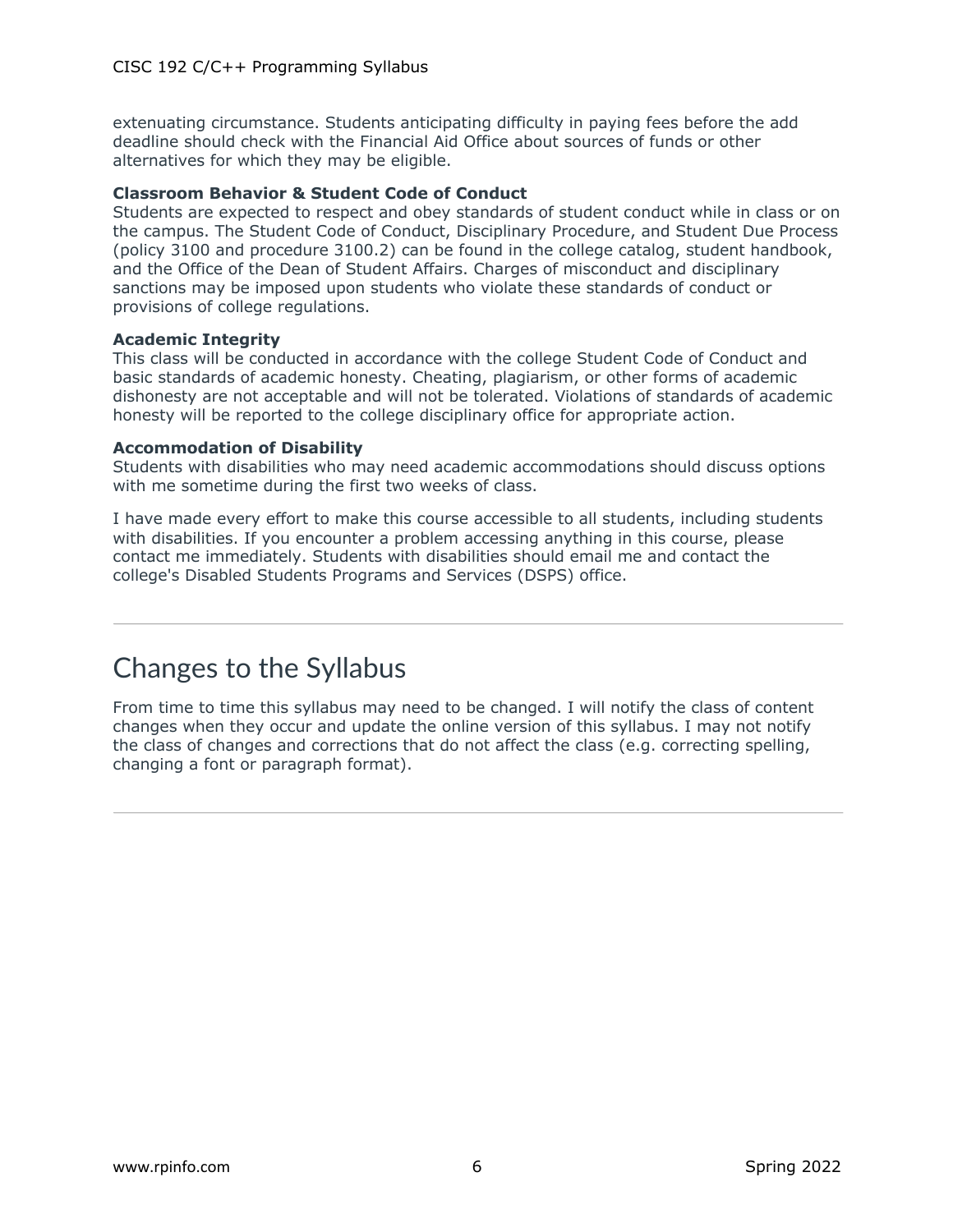extenuating circumstance. Students anticipating difficulty in paying fees before the add deadline should check with the Financial Aid Office about sources of funds or other alternatives for which they may be eligible.

**Classroom Behavior & Student Code of Conduct**
Students are expected to respect and obey standards of student conduct while in class or on the campus. The Student Code of Conduct, Disciplinary Procedure, and Student Due Process (policy 3100 and procedure 3100.2) can be found in the college catalog, student handbook, and the Office of the Dean of Student Affairs. Charges of misconduct and disciplinary sanctions may be imposed upon students who violate these standards of conduct or provisions of college regulations.

**Academic Integrity**
This class will be conducted in accordance with the college Student Code of Conduct and basic standards of academic honesty. Cheating, plagiarism, or other forms of academic dishonesty are not acceptable and will not be tolerated. Violations of standards of academic honesty will be reported to the college disciplinary office for appropriate action.

**Accommodation of Disability**
Students with disabilities who may need academic accommodations should discuss options with me sometime during the first two weeks of class.

I have made every effort to make this course accessible to all students, including students with disabilities. If you encounter a problem accessing anything in this course, please contact me immediately. Students with disabilities should email me and contact the college's Disabled Students Programs and Services (DSPS) office.

---

# Changes to the Syllabus

From time to time this syllabus may need to be changed. I will notify the class of content changes when they occur and update the online version of this syllabus. I may not notify the class of changes and corrections that do not affect the class (e.g. correcting spelling, changing a font or paragraph format).

---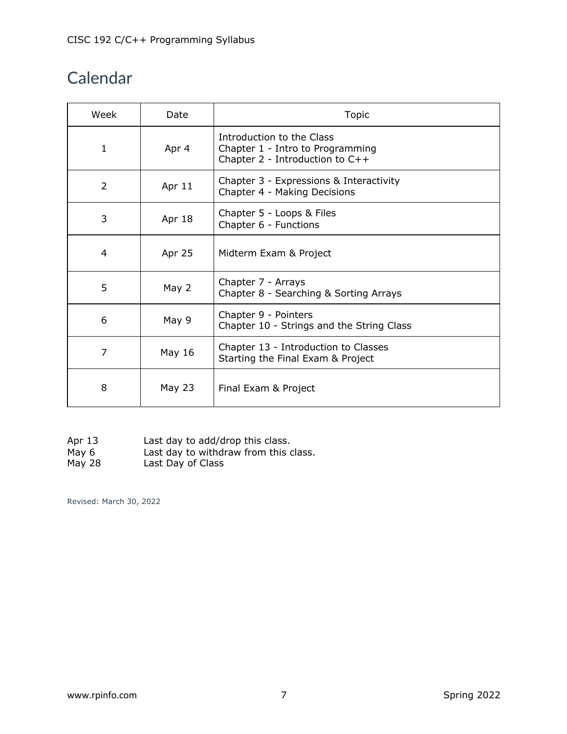## Calendar

| Week | Date | Topic |
|---|---|---|
| 1 | Apr 4 | Introduction to the Class<br>Chapter 1 - Intro to Programming<br>Chapter 2 - Introduction to C++ |
| 2 | Apr 11 | Chapter 3 - Expressions & Interactivity<br>Chapter 4 - Making Decisions |
| 3 | Apr 18 | Chapter 5 - Loops & Files<br>Chapter 6 - Functions |
| 4 | Apr 25 | Midterm Exam & Project |
| 5 | May 2 | Chapter 7 - Arrays<br>Chapter 8 - Searching & Sorting Arrays |
| 6 | May 9 | Chapter 9 - Pointers<br>Chapter 10 - Strings and the String Class |
| 7 | May 16 | Chapter 13 - Introduction to Classes<br>Starting the Final Exam & Project |
| 8 | May 23 | Final Exam & Project |

Apr 13 Last day to add/drop this class.
May 6 Last day to withdraw from this class.
May 28 Last Day of Class

Revised: March 30, 2022